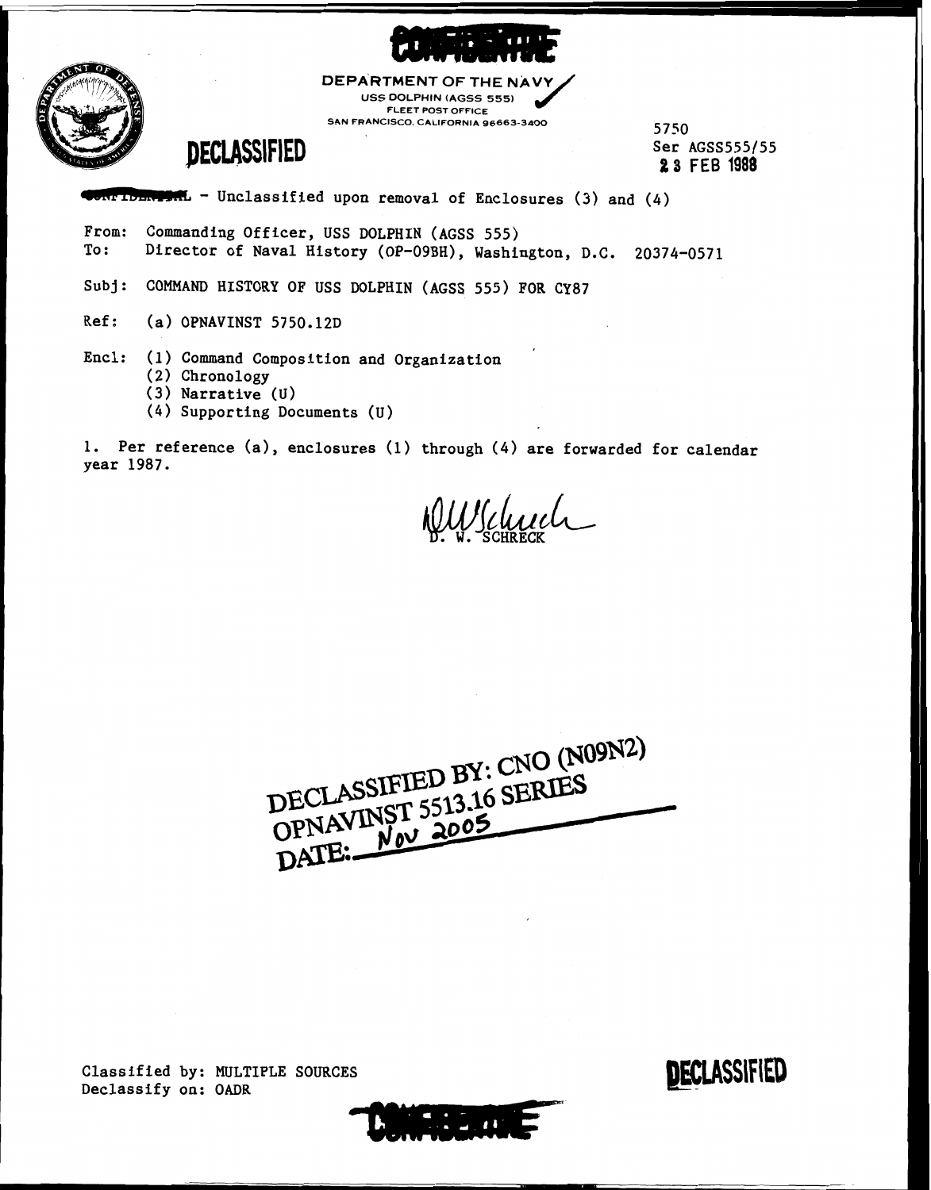CONFIDENTIAL

DEPARTMENT OF THE NAVY
USS DOLPHIN (AGSS 555)
FLEET POST OFFICE
SAN FRANCISCO, CALIFORNIA 96663-3400

**DECLASSIFIED**

5750
Ser AGSS555/55
23 FEB 1988

CONFIDENTIAL - Unclassified upon removal of Enclosures (3) and (4)

From: Commanding Officer, USS DOLPHIN (AGSS 555)
To: Director of Naval History (OP-09BH), Washington, D.C. 20374-0571

Subj: COMMAND HISTORY OF USS DOLPHIN (AGSS 555) FOR CY87

Ref: (a) OPNAVINST 5750.12D

Encl: (1) Command Composition and Organization
(2) Chronology
(3) Narrative (U)
(4) Supporting Documents (U)

1. Per reference (a), enclosures (1) through (4) are forwarded for calendar year 1987.

D. W. SCHRECK

DECLASSIFIED BY: CNO (N09N2)
OPNAVINST 5513.16 SERIES
DATE: Nov 2005

Classified by: MULTIPLE SOURCES
Declassify on: OADR

**DECLASSIFIED**

CONFIDENTIAL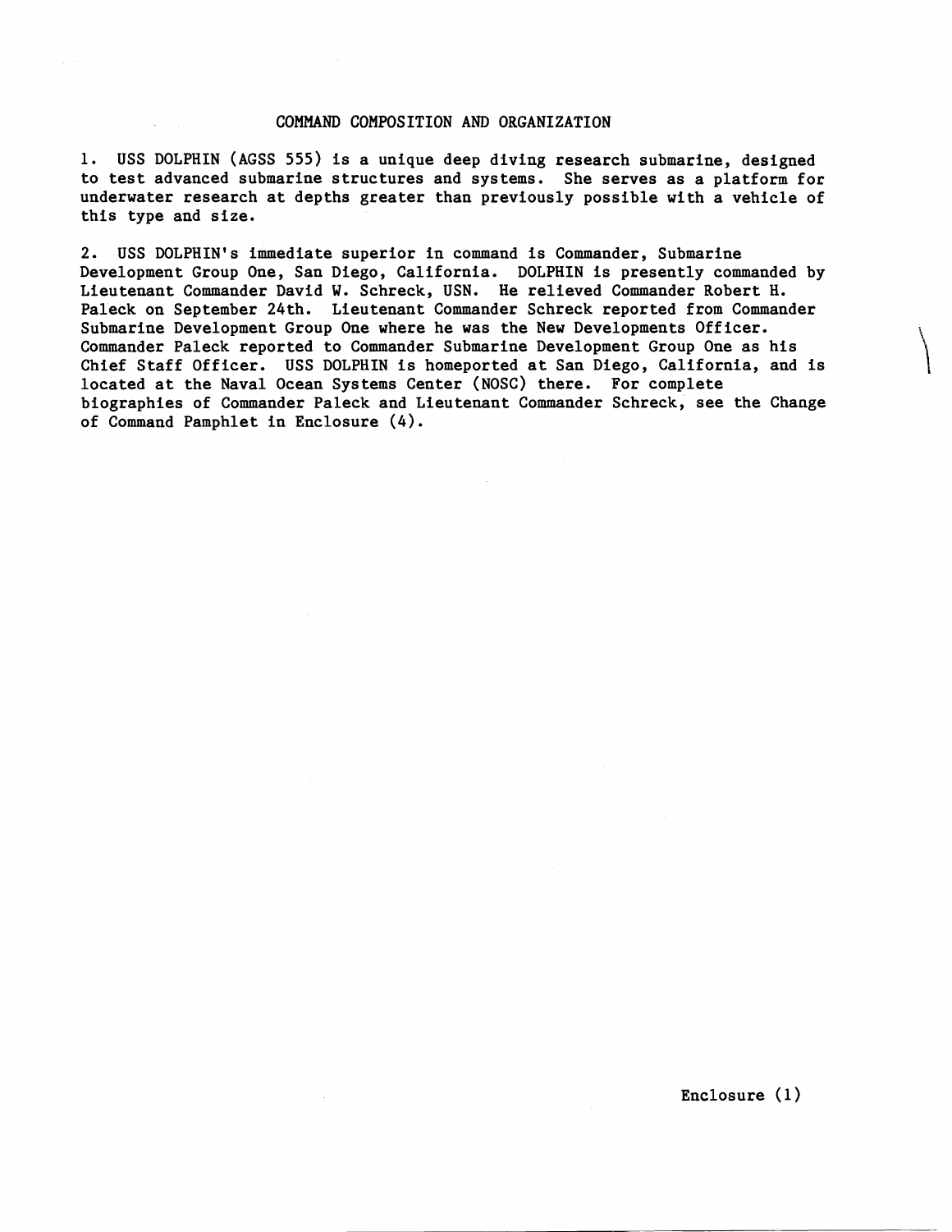## COMMAND COMPOSITION AND ORGANIZATION

1. USS DOLPHIN (AGSS 555) is a unique deep diving research submarine, designed to test advanced submarine structures and systems. She serves as a platform for underwater research at depths greater than previously possible with a vehicle of this type and size.

2. USS DOLPHIN's immediate superior in command is Commander, Submarine Development Group One, San Diego, California. DOLPHIN is presently commanded by Lieutenant Commander David W. Schreck, USN. He relieved Commander Robert H. Paleck on September 24th. Lieutenant Commander Schreck reported from Commander Submarine Development Group One where he was the New Developments Officer. Commander Paleck reported to Commander Submarine Development Group One as his Chief Staff Officer. USS DOLPHIN is homeported at San Diego, California, and is located at the Naval Ocean Systems Center (NOSC) there. For complete biographies of Commander Paleck and Lieutenant Commander Schreck, see the Change of Command Pamphlet in Enclosure (4).

Enclosure (1)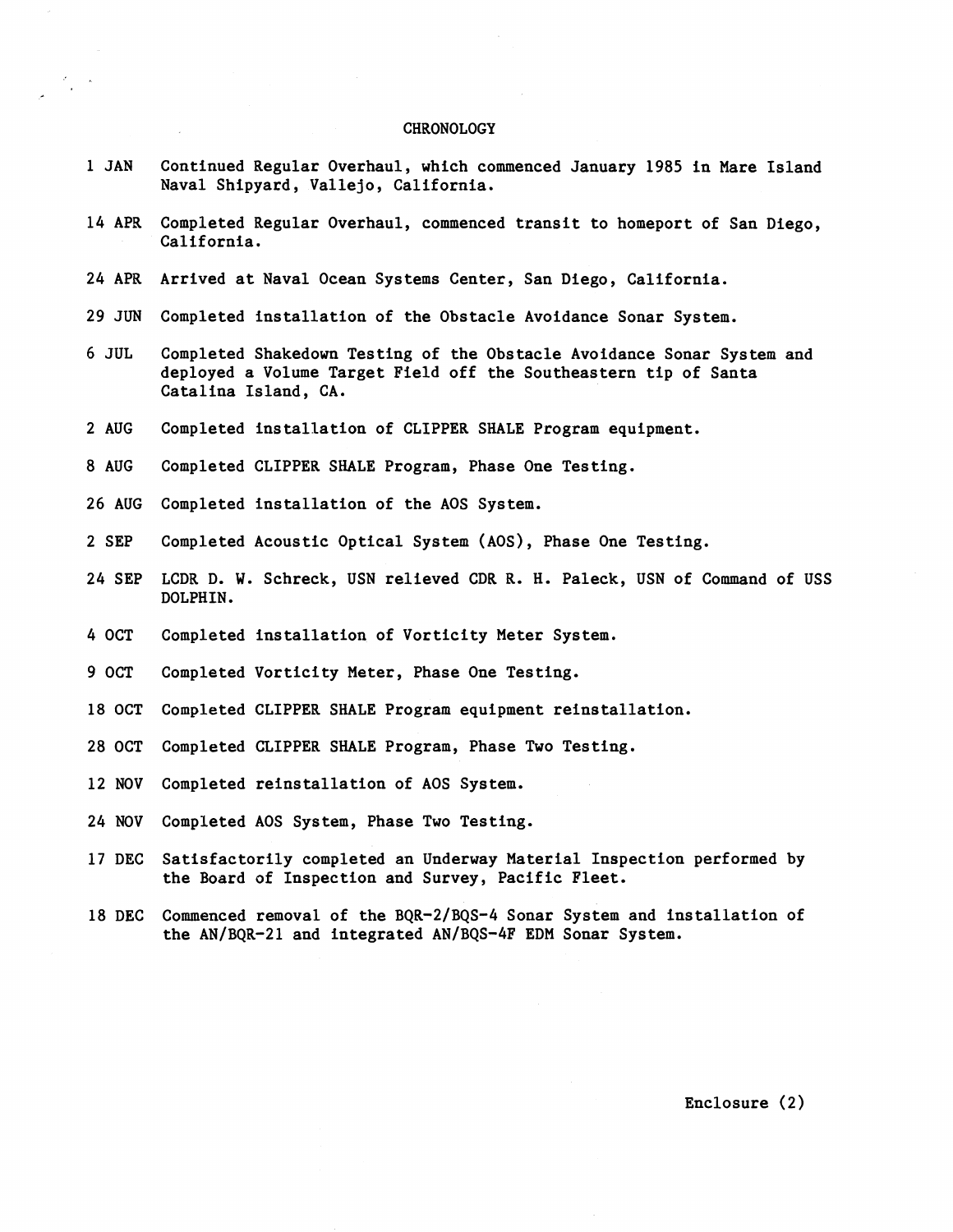# CHRONOLOGY

| | |
|---|---|
| 1 JAN | Continued Regular Overhaul, which commenced January 1985 in Mare Island Naval Shipyard, Vallejo, California. |
| 14 APR | Completed Regular Overhaul, commenced transit to homeport of San Diego, California. |
| 24 APR | Arrived at Naval Ocean Systems Center, San Diego, California. |
| 29 JUN | Completed installation of the Obstacle Avoidance Sonar System. |
| 6 JUL | Completed Shakedown Testing of the Obstacle Avoidance Sonar System and deployed a Volume Target Field off the Southeastern tip of Santa Catalina Island, CA. |
| 2 AUG | Completed installation of CLIPPER SHALE Program equipment. |
| 8 AUG | Completed CLIPPER SHALE Program, Phase One Testing. |
| 26 AUG | Completed installation of the AOS System. |
| 2 SEP | Completed Acoustic Optical System (AOS), Phase One Testing. |
| 24 SEP | LCDR D. W. Schreck, USN relieved CDR R. H. Paleck, USN of Command of USS DOLPHIN. |
| 4 OCT | Completed installation of Vorticity Meter System. |
| 9 OCT | Completed Vorticity Meter, Phase One Testing. |
| 18 OCT | Completed CLIPPER SHALE Program equipment reinstallation. |
| 28 OCT | Completed CLIPPER SHALE Program, Phase Two Testing. |
| 12 NOV | Completed reinstallation of AOS System. |
| 24 NOV | Completed AOS System, Phase Two Testing. |
| 17 DEC | Satisfactorily completed an Underway Material Inspection performed by the Board of Inspection and Survey, Pacific Fleet. |
| 18 DEC | Commenced removal of the BQR-2/BQS-4 Sonar System and installation of the AN/BQR-21 and integrated AN/BQS-4F EDM Sonar System. |

Enclosure (2)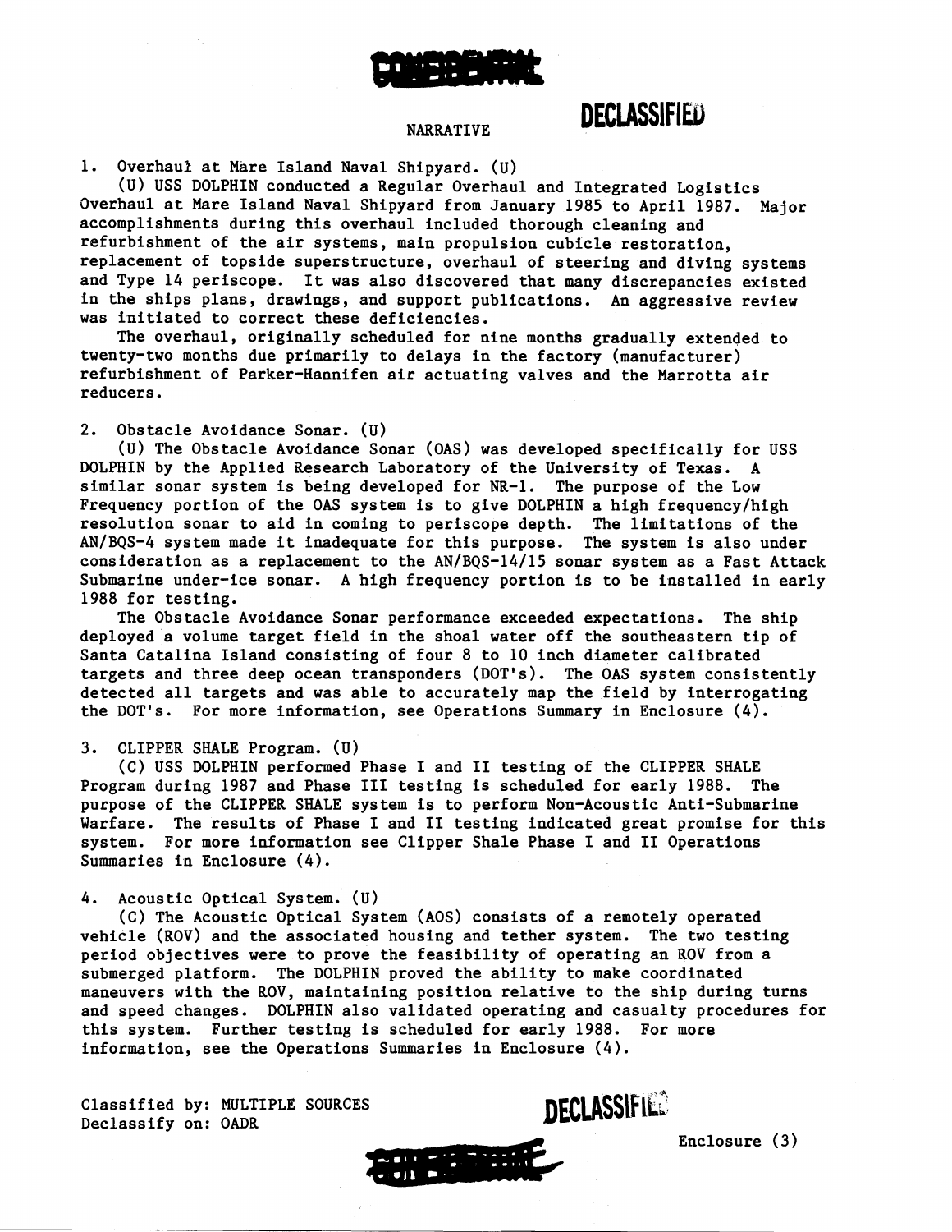DECLASSIFIED

NARRATIVE

1. Overhaul at Mare Island Naval Shipyard. (U)

(U) USS DOLPHIN conducted a Regular Overhaul and Integrated Logistics Overhaul at Mare Island Naval Shipyard from January 1985 to April 1987. Major accomplishments during this overhaul included thorough cleaning and refurbishment of the air systems, main propulsion cubicle restoration, replacement of topside superstructure, overhaul of steering and diving systems and Type 14 periscope. It was also discovered that many discrepancies existed in the ships plans, drawings, and support publications. An aggressive review was initiated to correct these deficiencies.

The overhaul, originally scheduled for nine months gradually extended to twenty-two months due primarily to delays in the factory (manufacturer) refurbishment of Parker-Hannifen air actuating valves and the Marrotta air reducers.

2. Obstacle Avoidance Sonar. (U)

(U) The Obstacle Avoidance Sonar (OAS) was developed specifically for USS DOLPHIN by the Applied Research Laboratory of the University of Texas. A similar sonar system is being developed for NR-1. The purpose of the Low Frequency portion of the OAS system is to give DOLPHIN a high frequency/high resolution sonar to aid in coming to periscope depth. The limitations of the AN/BQS-4 system made it inadequate for this purpose. The system is also under consideration as a replacement to the AN/BQS-14/15 sonar system as a Fast Attack Submarine under-ice sonar. A high frequency portion is to be installed in early 1988 for testing.

The Obstacle Avoidance Sonar performance exceeded expectations. The ship deployed a volume target field in the shoal water off the southeastern tip of Santa Catalina Island consisting of four 8 to 10 inch diameter calibrated targets and three deep ocean transponders (DOT's). The OAS system consistently detected all targets and was able to accurately map the field by interrogating the DOT's. For more information, see Operations Summary in Enclosure (4).

3. CLIPPER SHALE Program. (U)

(C) USS DOLPHIN performed Phase I and II testing of the CLIPPER SHALE Program during 1987 and Phase III testing is scheduled for early 1988. The purpose of the CLIPPER SHALE system is to perform Non-Acoustic Anti-Submarine Warfare. The results of Phase I and II testing indicated great promise for this system. For more information see Clipper Shale Phase I and II Operations Summaries in Enclosure (4).

4. Acoustic Optical System. (U)

(C) The Acoustic Optical System (AOS) consists of a remotely operated vehicle (ROV) and the associated housing and tether system. The two testing period objectives were to prove the feasibility of operating an ROV from a submerged platform. The DOLPHIN proved the ability to make coordinated maneuvers with the ROV, maintaining position relative to the ship during turns and speed changes. DOLPHIN also validated operating and casualty procedures for this system. Further testing is scheduled for early 1988. For more information, see the Operations Summaries in Enclosure (4).

Classified by: MULTIPLE SOURCES
Declassify on: OADR

DECLASSIFIED

Enclosure (3)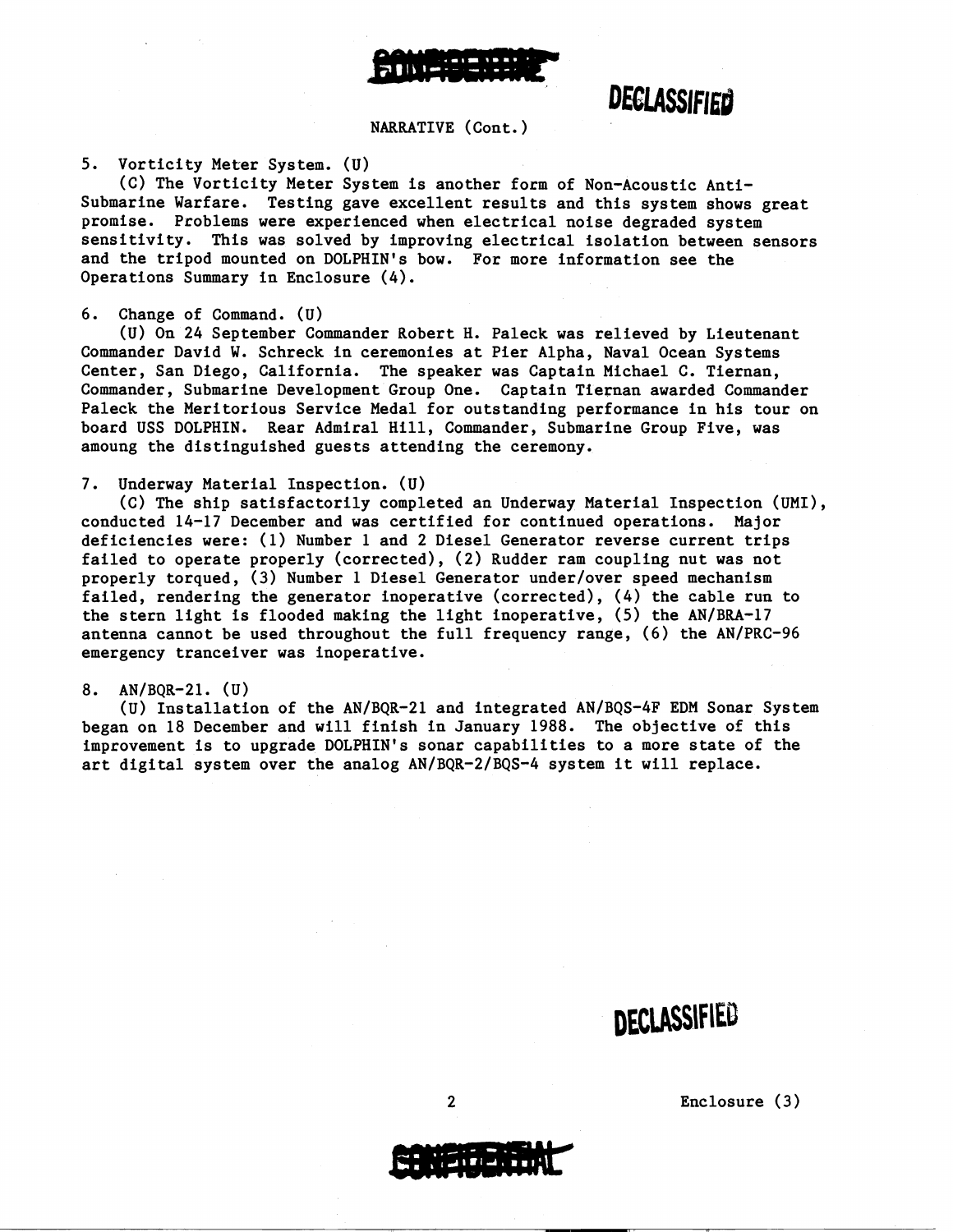NARRATIVE (Cont.)

5. Vorticity Meter System. (U)

(C) The Vorticity Meter System is another form of Non-Acoustic Anti-Submarine Warfare. Testing gave excellent results and this system shows great promise. Problems were experienced when electrical noise degraded system sensitivity. This was solved by improving electrical isolation between sensors and the tripod mounted on DOLPHIN's bow. For more information see the Operations Summary in Enclosure (4).

6. Change of Command. (U)

(U) On 24 September Commander Robert H. Paleck was relieved by Lieutenant Commander David W. Schreck in ceremonies at Pier Alpha, Naval Ocean Systems Center, San Diego, California. The speaker was Captain Michael C. Tiernan, Commander, Submarine Development Group One. Captain Tiernan awarded Commander Paleck the Meritorious Service Medal for outstanding performance in his tour on board USS DOLPHIN. Rear Admiral Hill, Commander, Submarine Group Five, was amoung the distinguished guests attending the ceremony.

7. Underway Material Inspection. (U)

(C) The ship satisfactorily completed an Underway Material Inspection (UMI), conducted 14-17 December and was certified for continued operations. Major deficiencies were: (1) Number 1 and 2 Diesel Generator reverse current trips failed to operate properly (corrected), (2) Rudder ram coupling nut was not properly torqued, (3) Number 1 Diesel Generator under/over speed mechanism failed, rendering the generator inoperative (corrected), (4) the cable run to the stern light is flooded making the light inoperative, (5) the AN/BRA-17 antenna cannot be used throughout the full frequency range, (6) the AN/PRC-96 emergency tranceiver was inoperative.

8. AN/BQR-21. (U)

(U) Installation of the AN/BQR-21 and integrated AN/BQS-4F EDM Sonar System began on 18 December and will finish in January 1988. The objective of this improvement is to upgrade DOLPHIN's sonar capabilities to a more state of the art digital system over the analog AN/BQR-2/BQS-4 system it will replace.

Enclosure (3)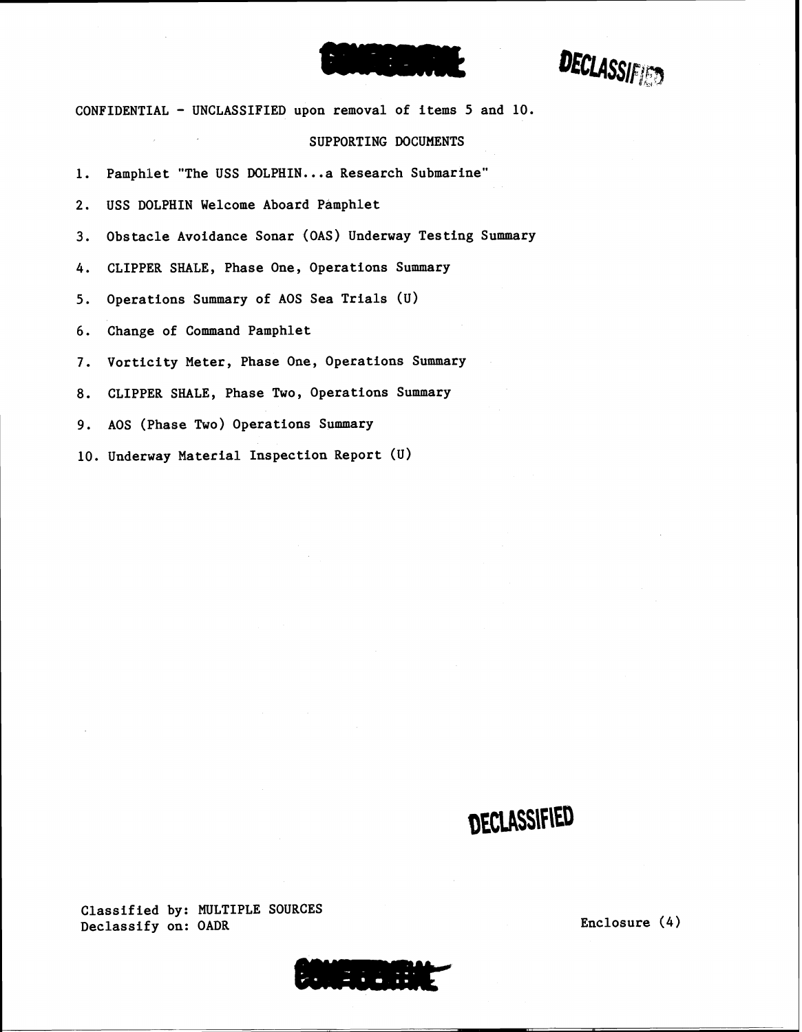DECLASSIFIED

CONFIDENTIAL - UNCLASSIFIED upon removal of items 5 and 10.

SUPPORTING DOCUMENTS

1. Pamphlet "The USS DOLPHIN...a Research Submarine"
2. USS DOLPHIN Welcome Aboard Pamphlet
3. Obstacle Avoidance Sonar (OAS) Underway Testing Summary
4. CLIPPER SHALE, Phase One, Operations Summary
5. Operations Summary of AOS Sea Trials (U)
6. Change of Command Pamphlet
7. Vorticity Meter, Phase One, Operations Summary
8. CLIPPER SHALE, Phase Two, Operations Summary
9. AOS (Phase Two) Operations Summary
10. Underway Material Inspection Report (U)

DECLASSIFIED

Classified by: MULTIPLE SOURCES
Declassify on: OADR

Enclosure (4)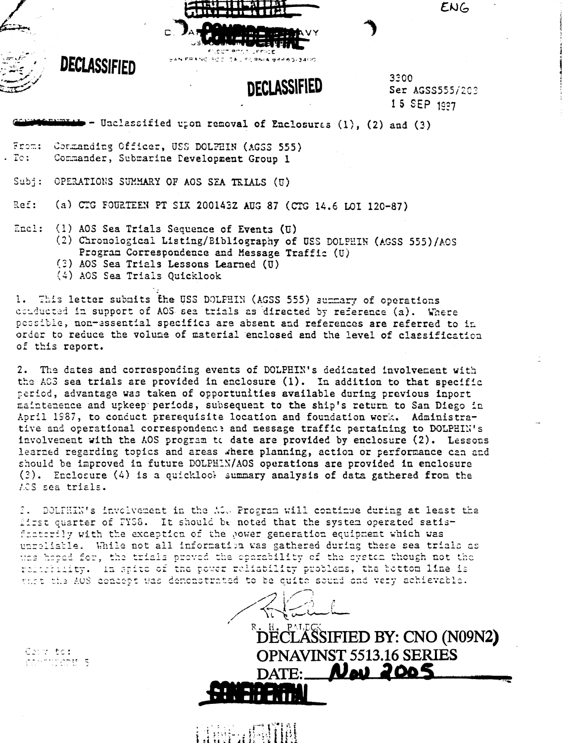ENG

CONFIDENTIAL

DEPARTMENT OF THE NAVY

USS DOLPHIN (AGSS 555)

FLEET POST OFFICE

SAN FRANCISCO, CALIFORNIA 96663-3400

**DECLASSIFIED**

**DECLASSIFIED**

3300
Ser AGSS555/203
15 SEP 1987

CONFIDENTIAL - Unclassified upon removal of Enclosures (1), (2) and (3)

From: Commanding Officer, USS DOLPHIN (AGSS 555)
To: Commander, Submarine Development Group 1

Subj: OPERATIONS SUMMARY OF AOS SEA TRIALS (U)

Ref: (a) CTG FOURTEEN PT SIX 200143Z AUG 87 (CTG 14.6 LOI 120-87)

Encl: (1) AOS Sea Trials Sequence of Events (U)
(2) Chronological Listing/Bibliography of USS DOLPHIN (AGSS 555)/AOS Program Correspondence and Message Traffic (U)
(3) AOS Sea Trials Lessons Learned (U)
(4) AOS Sea Trials Quicklook

1. This letter submits the USS DOLPHIN (AGSS 555) summary of operations conducted in support of AOS sea trials as directed by reference (a). Where possible, non-essential specifics are absent and references are referred to in order to reduce the volume of material enclosed and the level of classification of this report.

2. The dates and corresponding events of DOLPHIN's dedicated involvement with the AOS sea trials are provided in enclosure (1). In addition to that specific period, advantage was taken of opportunities available during previous inport maintenance and upkeep periods, subsequent to the ship's return to San Diego in April 1987, to conduct prerequisite location and foundation work. Administrative and operational correspondence and message traffic pertaining to DOLPHIN's involvement with the AOS program to date are provided by enclosure (2). Lessons learned regarding topics and areas where planning, action or performance can and should be improved in future DOLPHIN/AOS operations are provided in enclosure (3). Enclosure (4) is a quicklook summary analysis of data gathered from the AOS sea trials.

3. DOLPHIN's involvement in the AOS Program will continue during at least the first quarter of FY88. It should be noted that the system operated satisfactorily with the exception of the power generation equipment which was unreliable. While not all information was gathered during these sea trials as was hoped for, the trials proved the operability of the system though not the reliability. In spite of the power reliability problems, the bottom line is that the AOS concept was demonstrated to be quite sound and very achievable.

R. H. PALECK

Copy to:
COMSUBPACU 5

**DECLASSIFIED BY: CNO (N09N2)**
**OPNAVINST 5513.16 SERIES**
**DATE: Nov 2005**

CONFIDENTIAL

CONFIDENTIAL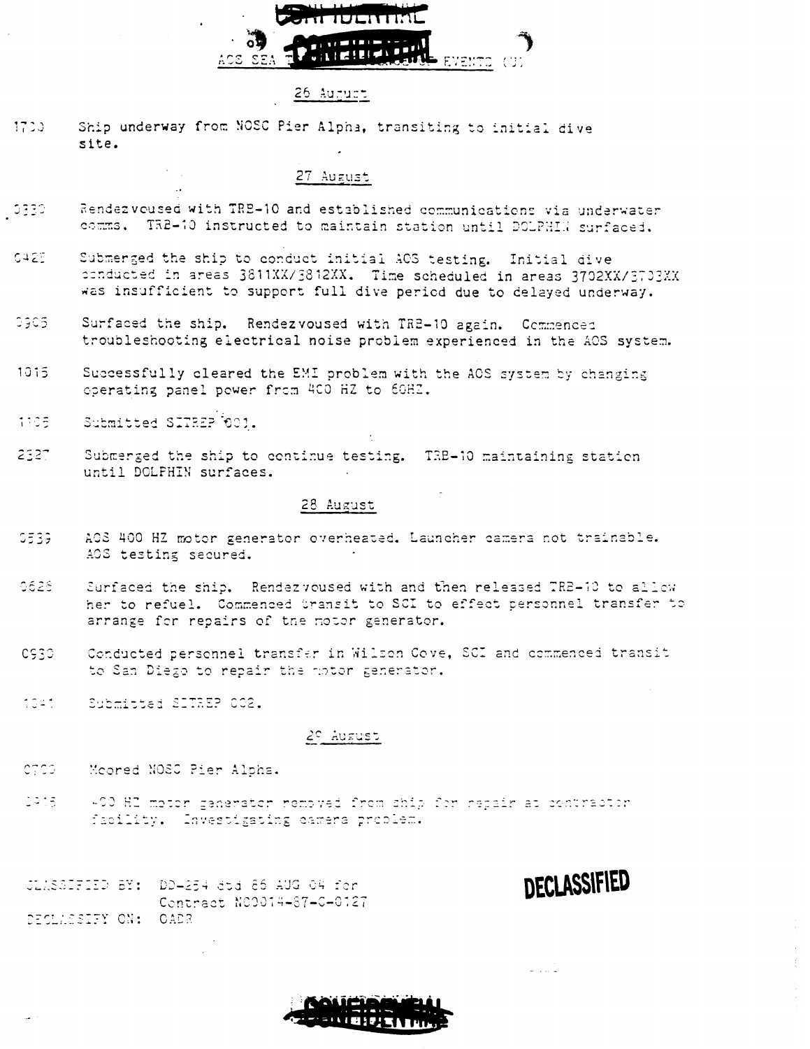CONFIDENTIAL

AOS SEA T[...] EVENTS (U)

26 August

1700 Ship underway from NOSC Pier Alpha, transiting to initial dive site.

27 August

0330 Rendezvoused with TRB-10 and established communications via underwater comms. TRB-10 instructed to maintain station until DOLPHIN surfaced.

0425 Submerged the ship to conduct initial AOS testing. Initial dive conducted in areas 3811XX/3812XX. Time scheduled in areas 3702XX/3703XX was insufficient to support full dive period due to delayed underway.

0905 Surfaced the ship. Rendezvoused with TRB-10 again. Commenced troubleshooting electrical noise problem experienced in the AOS system.

1015 Successfully cleared the EMI problem with the AOS system by changing operating panel power from 400 HZ to 60HZ.

1105 Submitted SITREP 001.

2327 Submerged the ship to continue testing. TRB-10 maintaining station until DOLPHIN surfaces.

28 August

0539 AOS 400 HZ motor generator overheated. Launcher camera not trainable. AOS testing secured.

0625 Surfaced the ship. Rendezvoused with and then released TRB-10 to allow her to refuel. Commenced transit to SCI to effect personnel transfer to arrange for repairs of the motor generator.

0930 Conducted personnel transfer in Wilson Cove, SCI and commenced transit to San Diego to repair the motor generator.

1041 Submitted SITREP 002.

29 August

0700 Moored NOSC Pier Alpha.

0915 400 HZ motor generator removed from ship for repair at contractor facility. Investigating camera problem.

CLASSIFIED BY: DD-254 dtd 86 AUG 04 for Contract N00014-87-C-0127
DECLASSIFY ON: OADR

DECLASSIFIED

CONFIDENTIAL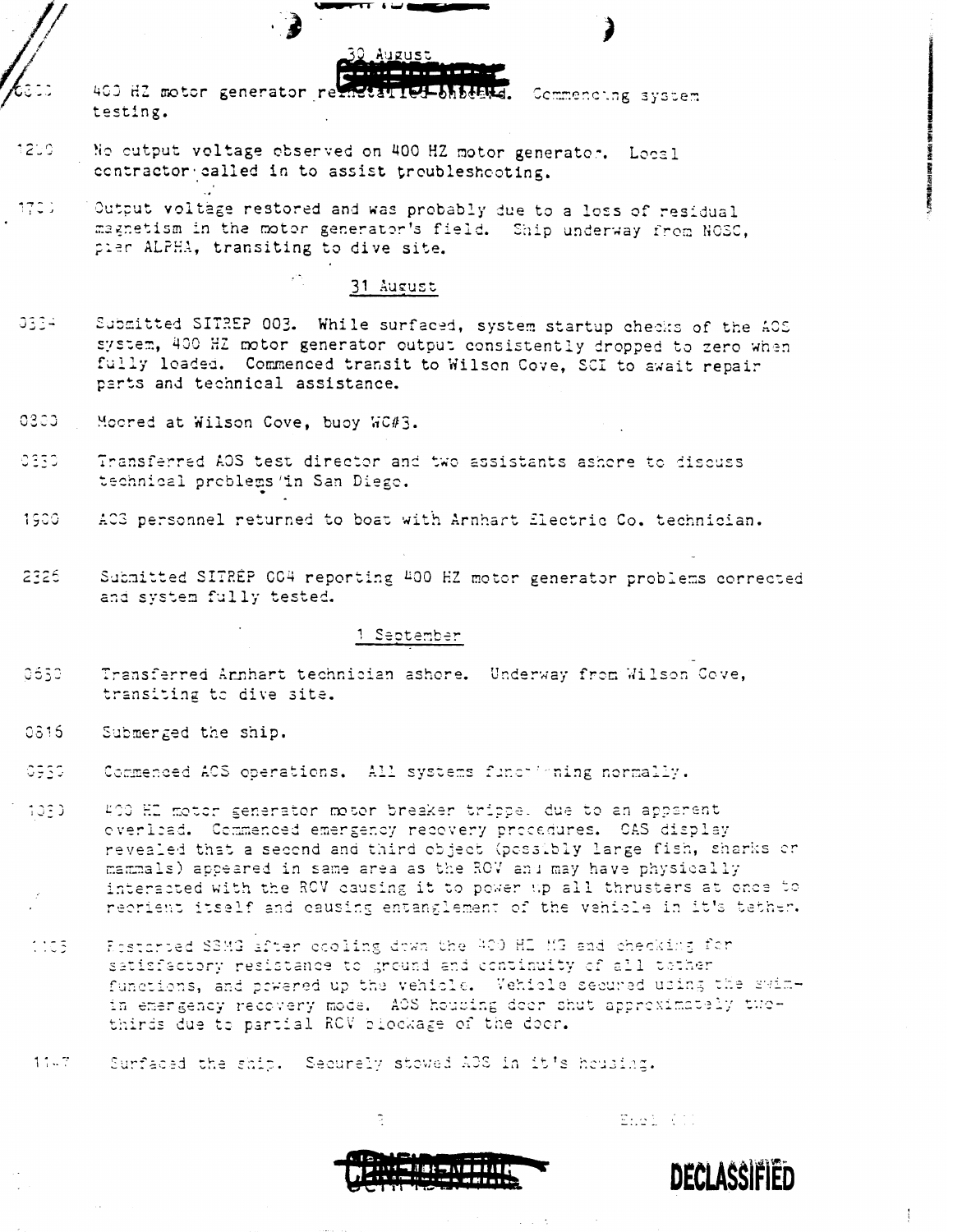30 August

0800 400 HZ motor generator reinstalled onboard. Commencing system testing.

1200 No output voltage observed on 400 HZ motor generator. Local contractor called in to assist troubleshooting.

1700 Output voltage restored and was probably due to a loss of residual magnetism in the motor generator's field. Ship underway from NOSC, pier ALPHA, transiting to dive site.

31 August

0334 Submitted SITREP 003. While surfaced, system startup checks of the AOS system, 400 HZ motor generator output consistently dropped to zero when fully loaded. Commenced transit to Wilson Cove, SCI to await repair parts and technical assistance.

0800 Moored at Wilson Cove, buoy WC#3.

0830 Transferred AOS test director and two assistants ashore to discuss technical problems in San Diego.

1900 AOS personnel returned to boat with Arnhart Electric Co. technician.

2326 Submitted SITREP 004 reporting 400 HZ motor generator problems corrected and system fully tested.

1 September

0630 Transferred Arnhart technician ashore. Underway from Wilson Cove, transiting to dive site.

0815 Submerged the ship.

0930 Commenced AOS operations. All systems functioning normally.

1030 400 HZ motor generator motor breaker tripped due to an apparent overload. Commenced emergency recovery procedures. OAS display revealed that a second and third object (possibly large fish, sharks or mammals) appeared in same area as the ROV and may have physically interacted with the ROV causing it to power up all thrusters at once to reorient itself and causing entanglement of the vehicle in it's tether.

1105 Restarted SSMG after cooling down the 400 HZ MG and checking for satisfactory resistance to ground and continuity of all tether functions, and powered up the vehicle. Vehicle secured using the swim-in emergency recovery mode. AOS housing door shut approximately two-thirds due to partial ROV blockage of the door.

1147 Surfaced the ship. Securely stowed AOS in it's housing.

Encl (1)

DECLASSIFIED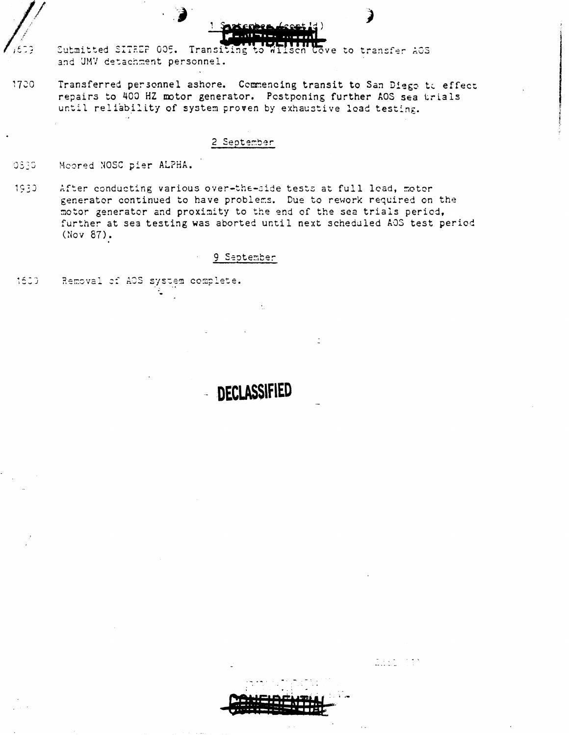1 September (cont'd)

1600 Submitted SITREP 005. Transiting to Wilson Cove to transfer AOS and UMV detachment personnel.

1700 Transferred personnel ashore. Commencing transit to San Diego to effect repairs to 400 HZ motor generator. Postponing further AOS sea trials until reliability of system proven by exhaustive load testing.

## 2 September

0800 Moored NOSC pier ALPHA.

1930 After conducting various over-the-side tests at full load, motor generator continued to have problems. Due to rework required on the motor generator and proximity to the end of the sea trials period, further at sea testing was aborted until next scheduled AOS test period (Nov 87).

## 9 September

1600 Removal of AOS system complete.

DECLASSIFIED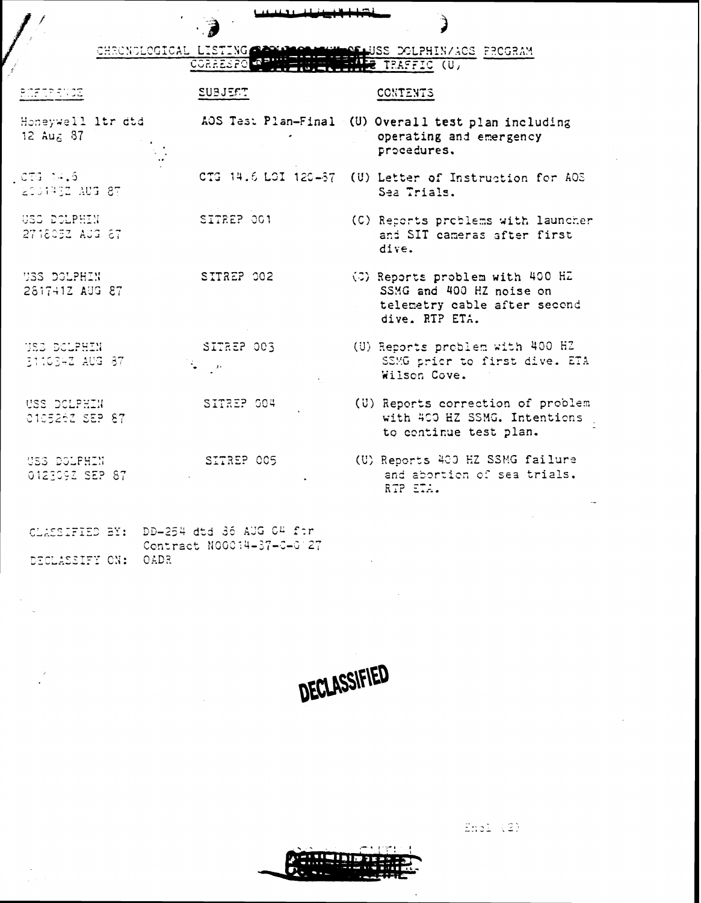CHRONOLOGICAL LISTING OF USS DOLPHIN/AOS PROGRAM CORRESPONDENCE TRAFFIC (U)

| REFERENCE | SUBJECT | CONTENTS |
|---|---|---|
| Honeywell ltr dtd 12 Aug 87 | AOS Test Plan-Final | (U) Overall test plan including operating and emergency procedures. |
| CTG 14.6 201432Z AUG 87 | CTG 14.6 LOI 120-87 | (U) Letter of Instruction for AOS Sea Trials. |
| USS DOLPHIN 271805Z AUG 87 | SITREP 001 | (C) Reports problems with launcher and SIT cameras after first dive. |
| USS DOLPHIN 281741Z AUG 87 | SITREP 002 | (C) Reports problem with 400 HZ SSMG and 400 HZ noise on telemetry cable after second dive. RTP ETA. |
| USS DOLPHIN 311034Z AUG 87 | SITREP 003 | (U) Reports problem with 400 HZ SSMG prior to first dive. ETA Wilson Cove. |
| USS DOLPHIN 010526Z SEP 87 | SITREP 004 | (U) Reports correction of problem with 400 HZ SSMG. Intentions to continue test plan. |
| USS DOLPHIN 012309Z SEP 87 | SITREP 005 | (U) Reports 400 HZ SSMG failure and abortion of sea trials. RTP ETA. |

CLASSIFIED BY: DD-254 dtd 06 AUG 04 for Contract N00014-87-C-0127
DECLASSIFY ON: OADR

DECLASSIFIED

Encl (2)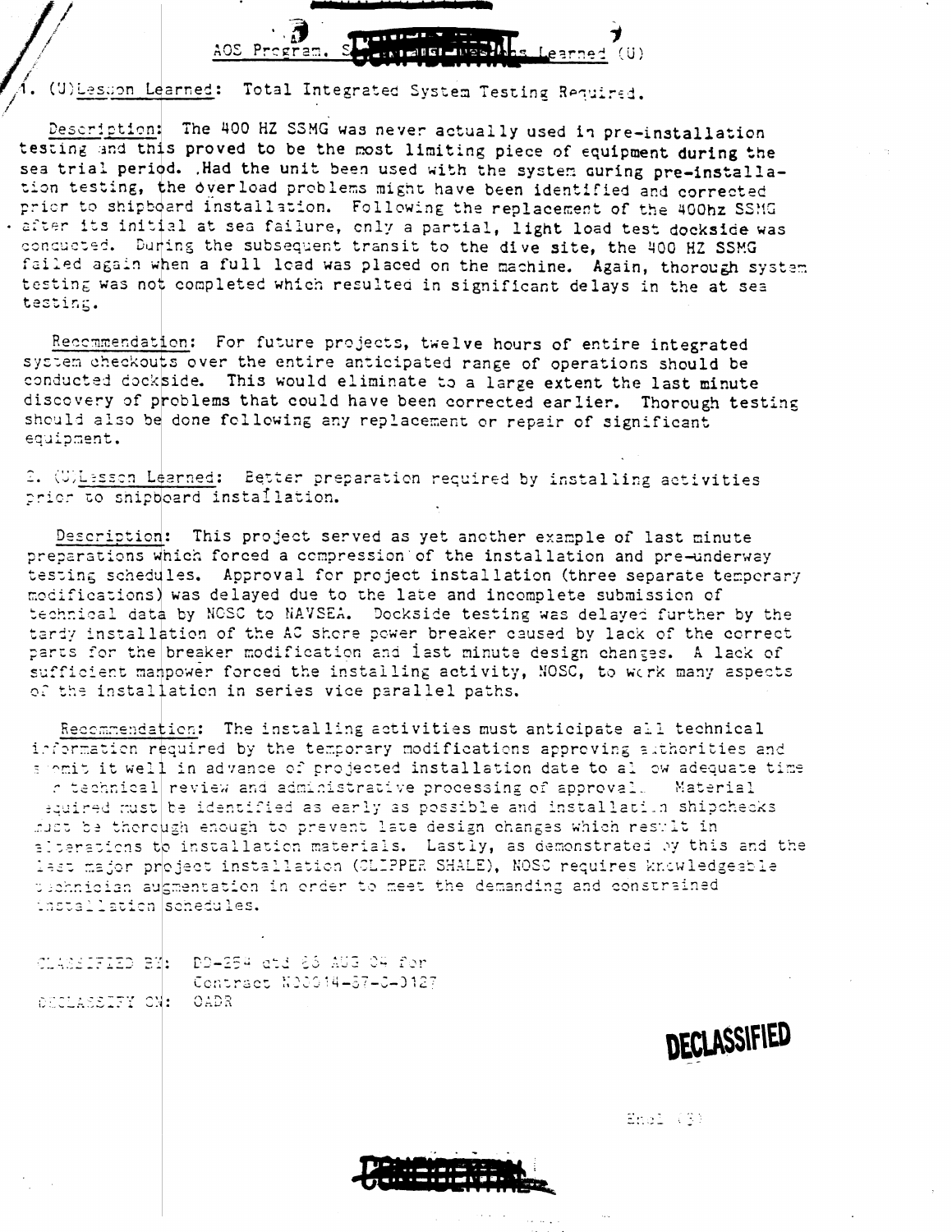AOS Program. S[redacted] Learned (U)

1. (U)Lesson Learned: Total Integrated System Testing Required.

Description: The 400 HZ SSMG was never actually used in pre-installation testing and this proved to be the most limiting piece of equipment during the sea trial period. Had the unit been used with the system during pre-installation testing, the overload problems might have been identified and corrected prior to shipboard installation. Following the replacement of the 400hz SSMG after its initial at sea failure, only a partial, light load test dockside was conducted. During the subsequent transit to the dive site, the 400 HZ SSMG failed again when a full load was placed on the machine. Again, thorough system testing was not completed which resulted in significant delays in the at sea testing.

Recommendation: For future projects, twelve hours of entire integrated system checkouts over the entire anticipated range of operations should be conducted dockside. This would eliminate to a large extent the last minute discovery of problems that could have been corrected earlier. Thorough testing should also be done following any replacement or repair of significant equipment.

2. (U)Lesson Learned: Better preparation required by installing activities prior to shipboard installation.

Description: This project served as yet another example of last minute preparations which forced a compression of the installation and pre-underway testing schedules. Approval for project installation (three separate temporary modifications) was delayed due to the late and incomplete submission of technical data by NOSC to NAVSEA. Dockside testing was delayed further by the tardy installation of the AC shore power breaker caused by lack of the correct parts for the breaker modification and last minute design changes. A lack of sufficient manpower forced the installing activity, NOSC, to work many aspects of the installation in series vice parallel paths.

Recommendation: The installing activities must anticipate all technical information required by the temporary modifications approving authorities and submit it well in advance of projected installation date to allow adequate time for technical review and administrative processing of approval. Material required must be identified as early as possible and installation shipchecks must be thorough enough to prevent late design changes which result in alterations to installation materials. Lastly, as demonstrated by this and the last major project installation (CLIPPER SHALE), NOSC requires knowledgeable technician augmentation in order to meet the demanding and constrained installation schedules.

CLASSIFIED BY: DD-254 dtd 03 AUG 84 for Contract N00014-87-C-0127
DECLASSIFY ON: OADR

DECLASSIFIED

Encl (3)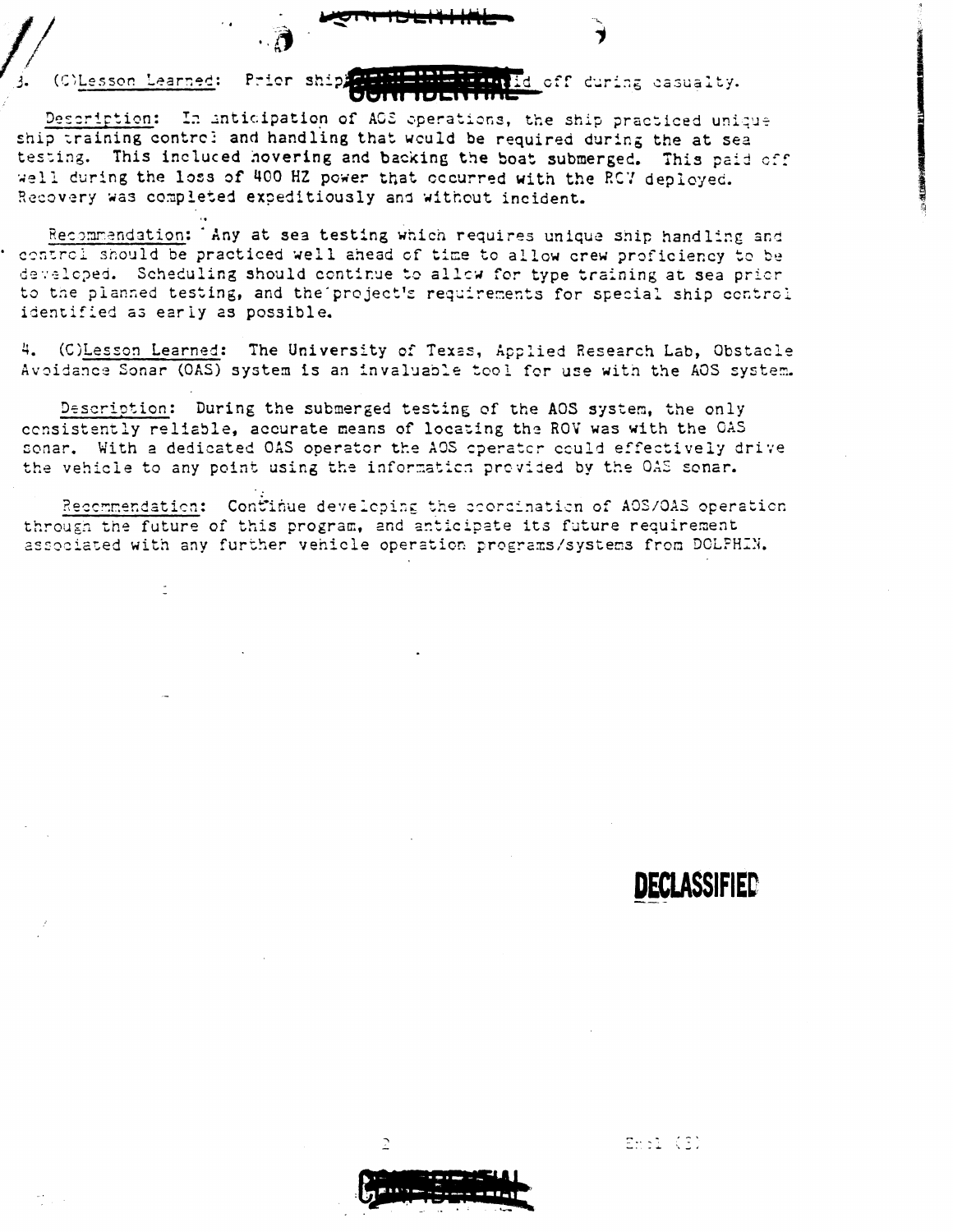3. (C)Lesson Learned: Prior ship training paid off during casualty.

Description: In anticipation of AOS operations, the ship practiced unique ship training control and handling that would be required during the at sea testing. This included hovering and backing the boat submerged. This paid off well during the loss of 400 HZ power that occurred with the ROV deployed. Recovery was completed expeditiously and without incident.

Recommendation: Any at sea testing which requires unique ship handling and control should be practiced well ahead of time to allow crew proficiency to be developed. Scheduling should continue to allow for type training at sea prior to the planned testing, and the project's requirements for special ship control identified as early as possible.

4. (C)Lesson Learned: The University of Texas, Applied Research Lab, Obstacle Avoidance Sonar (OAS) system is an invaluable tool for use with the AOS system.

Description: During the submerged testing of the AOS system, the only consistently reliable, accurate means of locating the ROV was with the OAS sonar. With a dedicated OAS operator the AOS operator could effectively drive the vehicle to any point using the information provided by the OAS sonar.

Recommendation: Continue developing the coordination of AOS/OAS operation through the future of this program, and anticipate its future requirement associated with any further vehicle operation programs/systems from DOLPHIN.

DECLASSIFIED

Encl (3)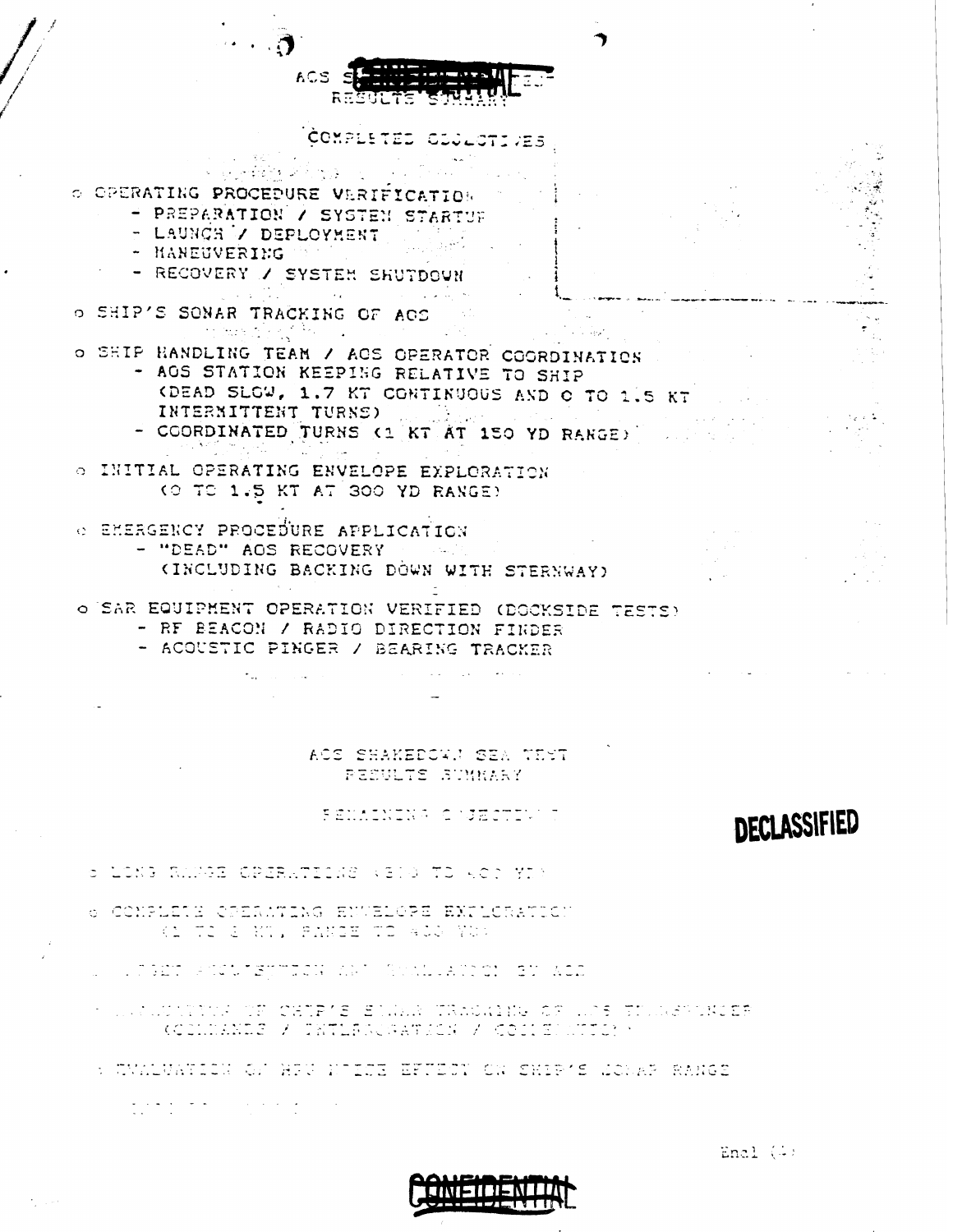AOS SHAKEDOWN SEA TEST
RESULTS SUMMARY

COMPLETED OBJECTIVES

- OPERATING PROCEDURE VERIFICATION
  - PREPARATION / SYSTEM STARTUP
  - LAUNCH / DEPLOYMENT
  - MANEUVERING
  - RECOVERY / SYSTEM SHUTDOWN
- SHIP'S SONAR TRACKING OF AOS
- SHIP HANDLING TEAM / AOS OPERATOR COORDINATION
  - AOS STATION KEEPING RELATIVE TO SHIP (DEAD SLOW, 1.7 KT CONTINUOUS AND 0 TO 1.5 KT INTERMITTENT TURNS)
  - COORDINATED TURNS (1 KT AT 150 YD RANGE)
- INITIAL OPERATING ENVELOPE EXPLORATION (0 TO 1.5 KT AT 300 YD RANGE)
- EMERGENCY PROCEDURE APPLICATION
  - "DEAD" AOS RECOVERY (INCLUDING BACKING DOWN WITH STERNWAY)
- SAR EQUIPMENT OPERATION VERIFIED (DOCKSIDE TESTS)
  - RF BEACON / RADIO DIRECTION FINDER
  - ACOUSTIC PINGER / BEARING TRACKER

AOS SHAKEDOWN SEA TEST
RESULTS SUMMARY

REMAINING OBJECTIVES

DECLASSIFIED

- LONG RANGE OPERATIONS (300 TO 400 YD)
- COMPLETE OPERATING ENVELOPE EXPLORATION (0 TO 2 KT, RANGE TO 400 YD)
- TARGET ACQUISITION AND EVALUATION BY AOS
- EVALUATION OF SHIP'S SONAR TRACKING OF AOS TRANSPONDER (COMMANDS / INTERROGATION / COMMUNICATION)
- EVALUATION OF HPU NOISE EFFECT ON SHIP'S SONAR RANGE

Encl (4)

CONFIDENTIAL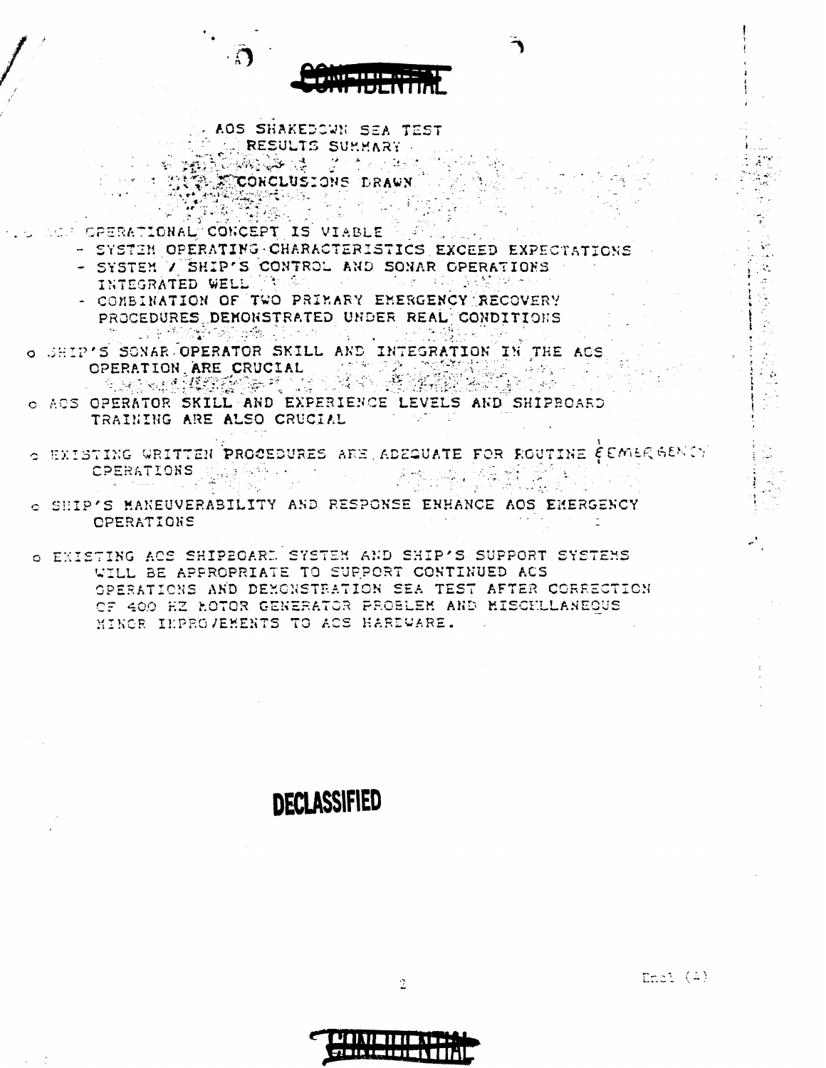CONFIDENTIAL

## AOS SHAKEDOWN SEA TEST RESULTS SUMMARY

### CONCLUSIONS DRAWN

o AOS OPERATIONAL CONCEPT IS VIABLE
  - SYSTEM OPERATING CHARACTERISTICS EXCEED EXPECTATIONS
  - SYSTEM / SHIP'S CONTROL AND SONAR OPERATIONS INTEGRATED WELL
  - COMBINATION OF TWO PRIMARY EMERGENCY RECOVERY PROCEDURES DEMONSTRATED UNDER REAL CONDITIONS

o SHIP'S SONAR OPERATOR SKILL AND INTEGRATION IN THE AOS OPERATION ARE CRUCIAL

o AOS OPERATOR SKILL AND EXPERIENCE LEVELS AND SHIPBOARD TRAINING ARE ALSO CRUCIAL

o EXISTING WRITTEN PROCEDURES ARE ADEQUATE FOR ROUTINE & EMERGENCY OPERATIONS

o SHIP'S MANEUVERABILITY AND RESPONSE ENHANCE AOS EMERGENCY OPERATIONS

o EXISTING AOS SHIPBOARD SYSTEM AND SHIP'S SUPPORT SYSTEMS WILL BE APPROPRIATE TO SUPPORT CONTINUED AOS OPERATIONS AND DEMONSTRATION SEA TEST AFTER CORRECTION OF 400 HZ MOTOR GENERATOR PROBLEM AND MISCELLANEOUS MINOR IMPROVEMENTS TO AOS HARDWARE.

DECLASSIFIED

Encl (4)

CONFIDENTIAL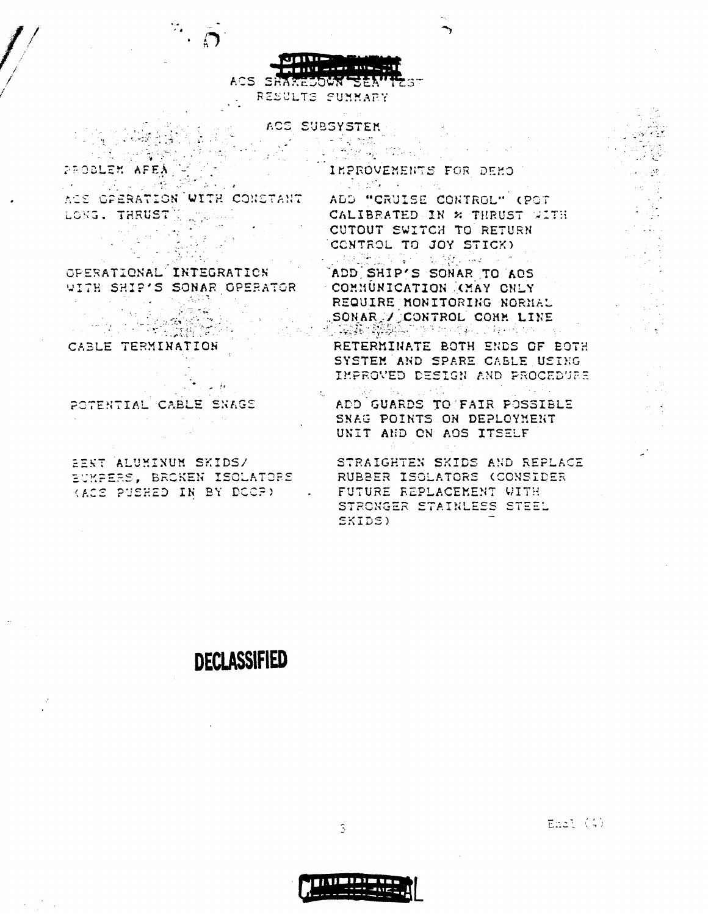CONFIDENTIAL

ACS SHAKEDOWN SEA TEST
RESULTS SUMMARY

ACS SUBSYSTEM

| PROBLEM AREA | IMPROVEMENTS FOR DEMO |
|---|---|
| ACS OPERATION WITH CONSTANT LONG. THRUST | ADD "CRUISE CONTROL" (POT CALIBRATED IN % THRUST WITH CUTOUT SWITCH TO RETURN CONTROL TO JOY STICK) |
| OPERATIONAL INTEGRATION WITH SHIP'S SONAR OPERATOR | ADD SHIP'S SONAR TO ACS COMMUNICATION (MAY ONLY REQUIRE MONITORING NORMAL SONAR / CONTROL COMM LINE |
| CABLE TERMINATION | RETERMINATE BOTH ENDS OF BOTH SYSTEM AND SPARE CABLE USING IMPROVED DESIGN AND PROCEDURE |
| POTENTIAL CABLE SNAGS | ADD GUARDS TO FAIR POSSIBLE SNAG POINTS ON DEPLOYMENT UNIT AND ON ACS ITSELF |
| BENT ALUMINUM SKIDS/ BUMPERS, BROKEN ISOLATORS (ACS PUSHED IN BY DOCP) | STRAIGHTEN SKIDS AND REPLACE RUBBER ISOLATORS (CONSIDER FUTURE REPLACEMENT WITH STRONGER STAINLESS STEEL SKIDS) |

**DECLASSIFIED**

Encl (4)

CONFIDENTIAL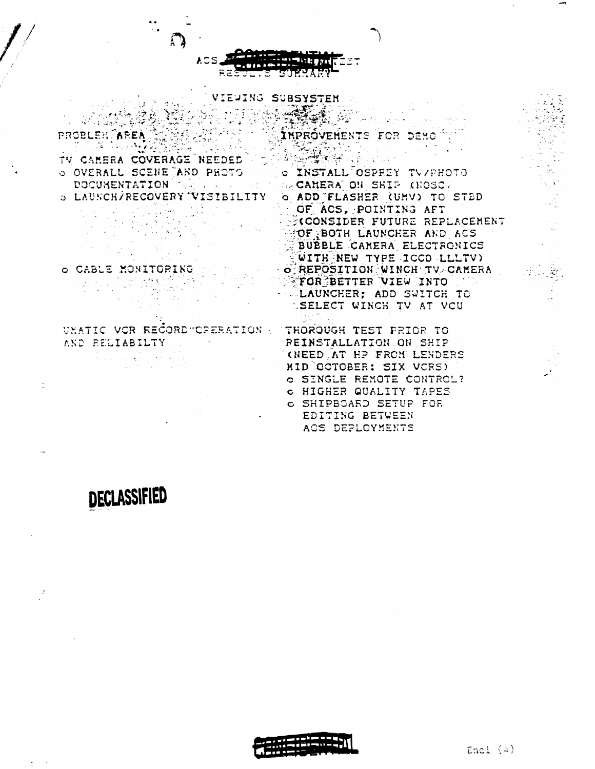ACS ~~CONFIDENTIAL~~ TEST RESULTS SUMMARY

VIEWING SUBSYSTEM

| PROBLEM AREA | IMPROVEMENTS FOR DEMO |
| --- | --- |
| TV CAMERA COVERAGE NEEDED | |
| o OVERALL SCENE AND PHOTO DOCUMENTATION | o INSTALL OSPREY TV/PHOTO CAMERA ON SHIP (NOSC) |
| o LAUNCH/RECOVERY VISIBILITY | o ADD FLASHER (UMV) TO STBD OF ACS, POINTING AFT (CONSIDER FUTURE REPLACEMENT OF BOTH LAUNCHER AND ACS BUBBLE CAMERA ELECTRONICS WITH NEW TYPE ICCD LLLTV) |
| o CABLE MONITORING | o REPOSITION WINCH TV CAMERA FOR BETTER VIEW INTO LAUNCHER; ADD SWITCH TO SELECT WINCH TV AT VCU |
| UMATIC VCR RECORD OPERATION AND RELIABILTY | THOROUGH TEST PRIOR TO REINSTALLATION ON SHIP (NEED AT HP FROM LENDERS MID OCTOBER: SIX VCRS) <br> o SINGLE REMOTE CONTROL? <br> o HIGHER QUALITY TAPES <br> o SHIPBOARD SETUP FOR EDITING BETWEEN ACS DEPLOYMENTS |

**DECLASSIFIED**

~~CONFIDENTIAL~~

Encl (4)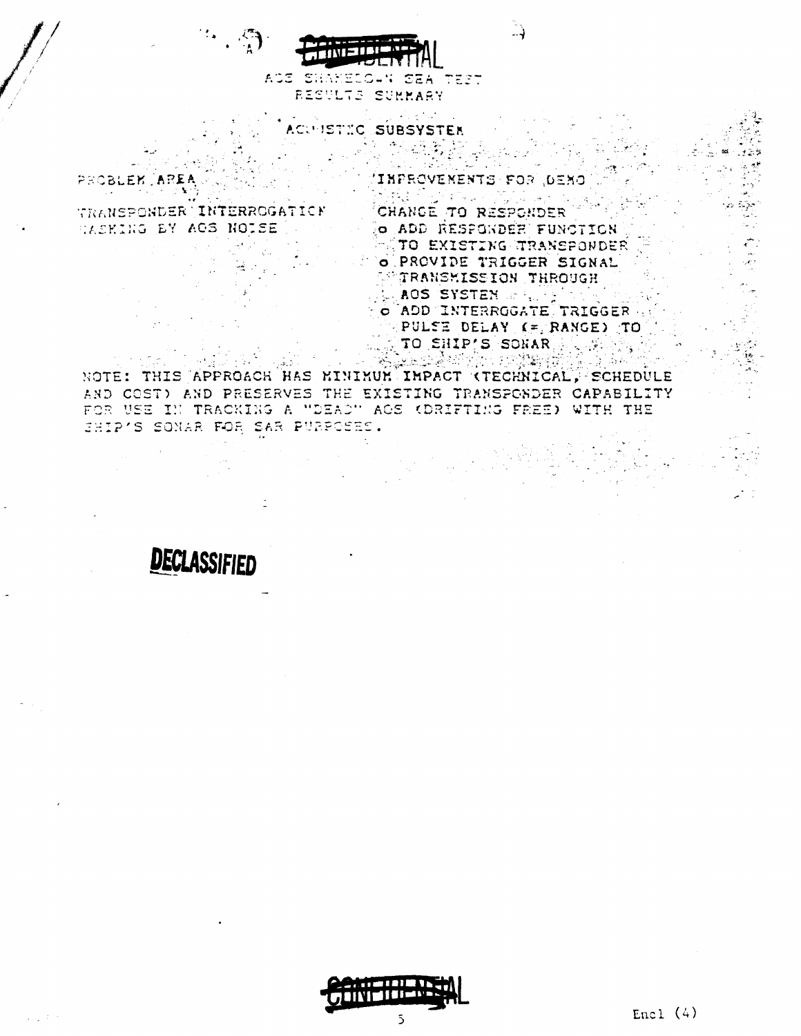CONFIDENTIAL

AOS SHAKEDOWN SEA TEST
RESULTS SUMMARY

ACOUSTIC SUBSYSTEM

| PROBLEM AREA | IMPROVEMENTS FOR DEMO |
|---|---|
| TRANSPONDER INTERROGATION MASKING BY AOS NOISE | CHANGE TO RESPONDER<br>o ADD RESPONDER FUNCTION TO EXISTING TRANSPONDER<br>o PROVIDE TRIGGER SIGNAL TRANSMISSION THROUGH AOS SYSTEM<br>o ADD INTERROGATE TRIGGER PULSE DELAY (= RANGE) TO TO SHIP'S SONAR |

NOTE: THIS APPROACH HAS MINIMUM IMPACT (TECHNICAL, SCHEDULE AND COST) AND PRESERVES THE EXISTING TRANSPONDER CAPABILITY FOR USE IN TRACKING A "DEAD" AOS (DRIFTING FREE) WITH THE SHIP'S SONAR FOR SAR PURPOSES.

DECLASSIFIED

CONFIDENTIAL

Encl (4)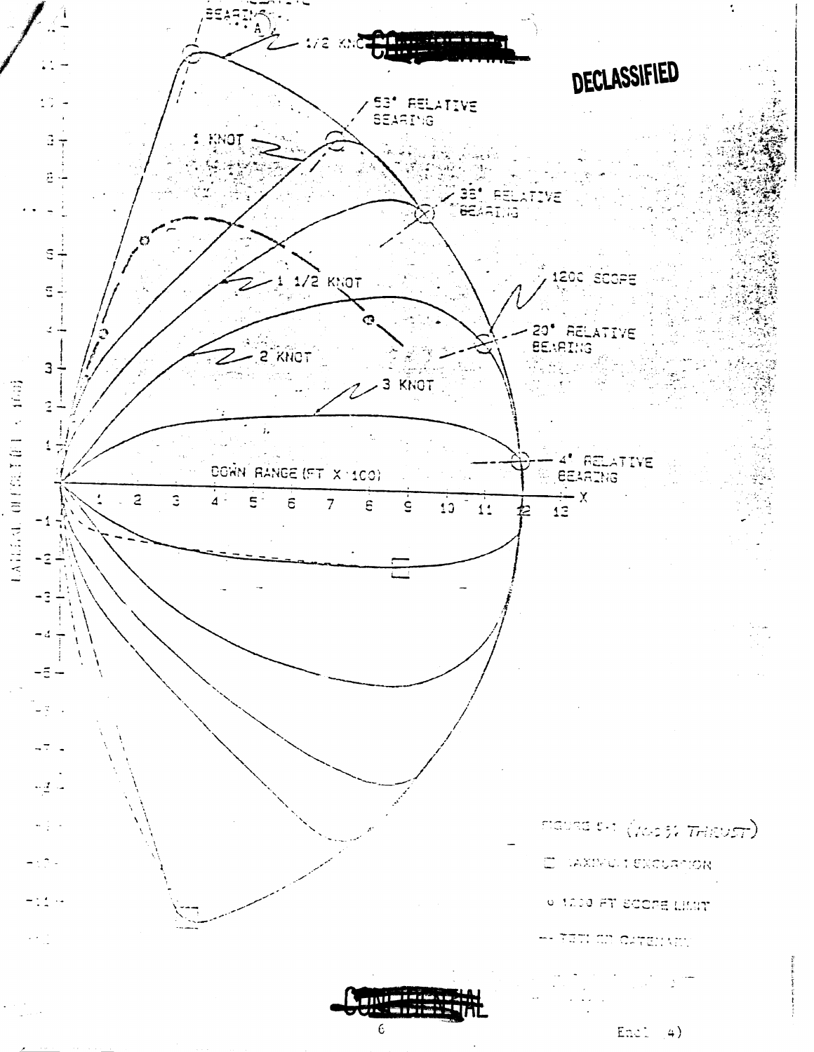CONFIDENTIAL

DECLASSIFIED

BEARING A

1/2 KNOT

53° RELATIVE BEARING

1 KNOT

38° RELATIVE BEARING

1 1/2 KNOT

1200 SCOPE

20° RELATIVE BEARING

2 KNOT

3 KNOT

4° RELATIVE BEARING

DOWN RANGE (FT X 100)

1 2 3 4 5 6 7 8 9 10 11 12 13 X

LATERAL OFFSET (FT X 100)

11 10 9 8 7 6 5 4 3 2 1 -1 -2 -3 -4 -5 -6 -7 -8 -9 -10 -11

FIGURE 5-1 (100% THRUST)

□ MAXIMUM EXCURSION

○ 1200 FT SCOPE LIMIT

-- TETHER CATENARY

CONFIDENTIAL

Encl (4)